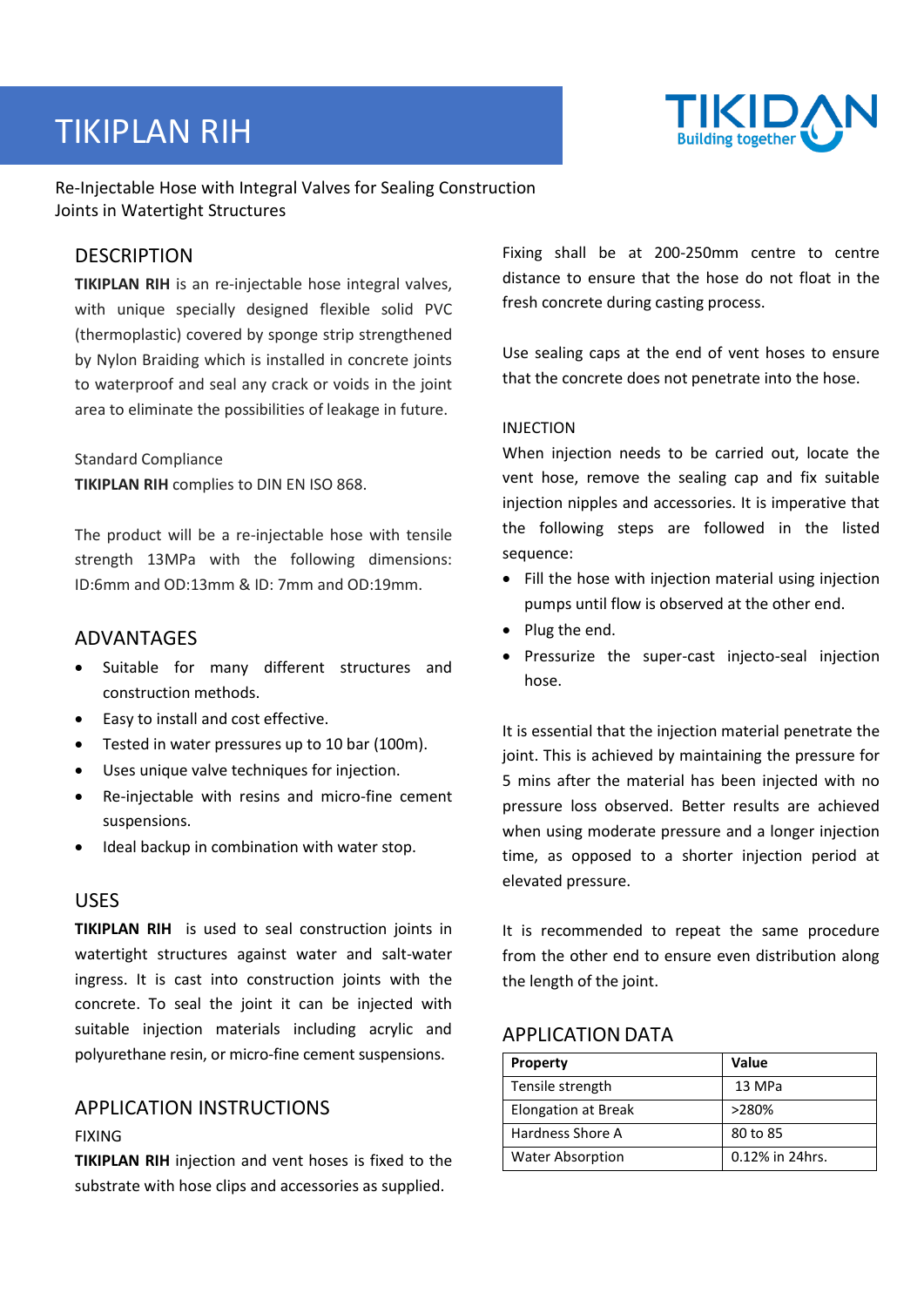# TIKIPLAN RIH

Re-Injectable Hose with Integral Valves for Sealing Construction Joints in Watertight Structures

## DESCRIPTION

**TIKIPLAN RIH** is an re-injectable hose integral valves, with unique specially designed flexible solid PVC (thermoplastic) covered by sponge strip strengthened by Nylon Braiding which is installed in concrete joints to waterproof and seal any crack or voids in the joint area to eliminate the possibilities of leakage in future.

Standard Compliance

**TIKIPLAN RIH** complies to DIN EN ISO 868.

The product will be a re-injectable hose with tensile strength 13MPa with the following dimensions: ID:6mm and OD:13mm & ID: 7mm and OD:19mm.

## ADVANTAGES

- Suitable for many different structures and construction methods.
- Easy to install and cost effective.
- Tested in water pressures up to 10 bar (100m).
- Uses unique valve techniques for injection.
- Re-injectable with resins and micro-fine cement suspensions.
- Ideal backup in combination with water stop.

## USES

**TIKIPLAN RIH** is used to seal construction joints in watertight structures against water and salt-water ingress. It is cast into construction joints with the concrete. To seal the joint it can be injected with suitable injection materials including acrylic and polyurethane resin, or micro-fine cement suspensions.

## APPLICATION INSTRUCTIONS

FIXING

**TIKIPLAN RIH** injection and vent hoses is fixed to the substrate with hose clips and accessories as supplied.

Fixing shall be at 200-250mm centre to centre distance to ensure that the hose do not float in the fresh concrete during casting process.

Use sealing caps at the end of vent hoses to ensure that the concrete does not penetrate into the hose.

INJECTION

When injection needs to be carried out, locate the vent hose, remove the sealing cap and fix suitable injection nipples and accessories. It is imperative that the following steps are followed in the listed sequence:

- Fill the hose with injection material using injection pumps until flow is observed at the other end.
- Plug the end.
- Pressurize the super-cast injecto-seal injection hose.

It is essential that the injection material penetrate the joint. This is achieved by maintaining the pressure for 5 mins after the material has been injected with no pressure loss observed. Better results are achieved when using moderate pressure and a longer injection time, as opposed to a shorter injection period at elevated pressure.

It is recommended to repeat the same procedure from the other end to ensure even distribution along the length of the joint.

## APPLICATION DATA

| Property | Value |
| --- | --- |
| Tensile strength | 13 MPa |
| Elongation at Break | >280% |
| Hardness Shore A | 80 to 85 |
| Water Absorption | 0.12% in 24hrs. |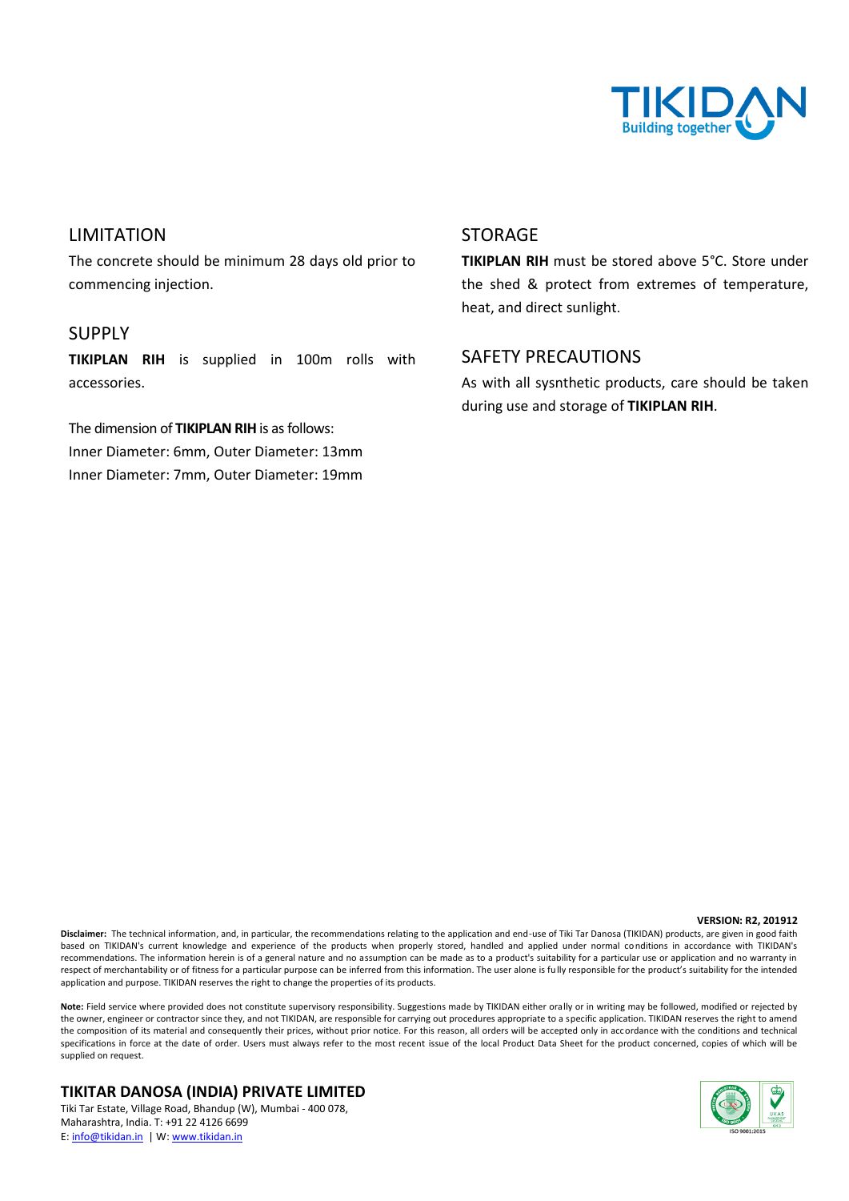## LIMITATION

The concrete should be minimum 28 days old prior to commencing injection.

## SUPPLY

**TIKIPLAN RIH** is supplied in 100m rolls with accessories.

The dimension of **TIKIPLAN RIH** is as follows:
Inner Diameter: 6mm, Outer Diameter: 13mm
Inner Diameter: 7mm, Outer Diameter: 19mm

## STORAGE

**TIKIPLAN RIH** must be stored above 5°C. Store under the shed & protect from extremes of temperature, heat, and direct sunlight.

## SAFETY PRECAUTIONS

As with all sysnthetic products, care should be taken during use and storage of **TIKIPLAN RIH**.

**VERSION: R2, 201912**

**Disclaimer:** The technical information, and, in particular, the recommendations relating to the application and end-use of Tiki Tar Danosa (TIKIDAN) products, are given in good faith based on TIKIDAN's current knowledge and experience of the products when properly stored, handled and applied under normal conditions in accordance with TIKIDAN's recommendations. The information herein is of a general nature and no assumption can be made as to a product's suitability for a particular use or application and no warranty in respect of merchantability or of fitness for a particular purpose can be inferred from this information. The user alone is fully responsible for the product's suitability for the intended application and purpose. TIKIDAN reserves the right to change the properties of its products.

**Note:** Field service where provided does not constitute supervisory responsibility. Suggestions made by TIKIDAN either orally or in writing may be followed, modified or rejected by the owner, engineer or contractor since they, and not TIKIDAN, are responsible for carrying out procedures appropriate to a specific application. TIKIDAN reserves the right to amend the composition of its material and consequently their prices, without prior notice. For this reason, all orders will be accepted only in accordance with the conditions and technical specifications in force at the date of order. Users must always refer to the most recent issue of the local Product Data Sheet for the product concerned, copies of which will be supplied on request.

**TIKITAR DANOSA (INDIA) PRIVATE LIMITED**
Tiki Tar Estate, Village Road, Bhandup (W), Mumbai - 400 078,
Maharashtra, India. T: +91 22 4126 6699
E: info@tikidan.in | W: www.tikidan.in